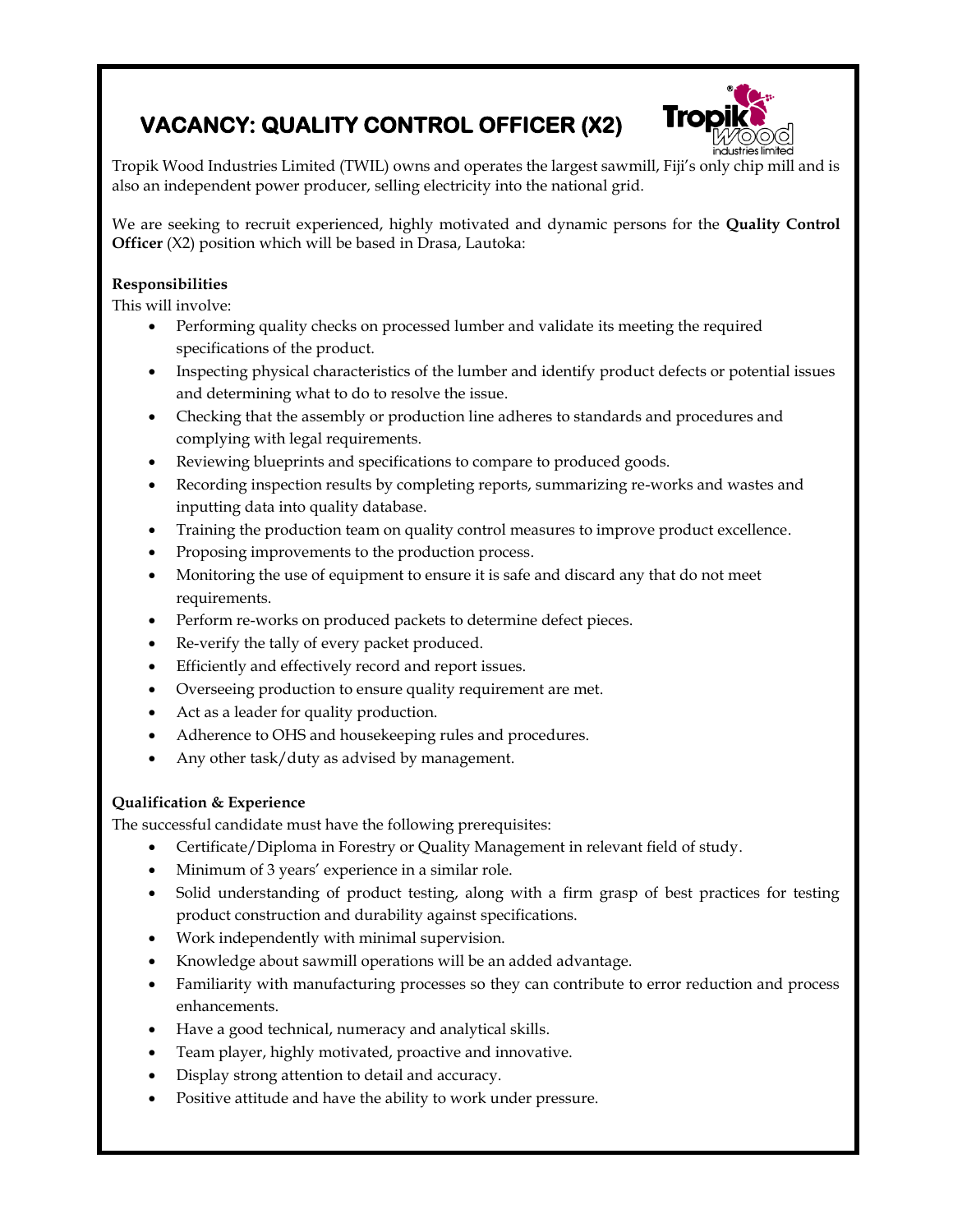# VACANCY: QUALITY CONTROL OFFICER (X2)

Tropik Wood Industries Limited (TWIL) owns and operates the largest sawmill, Fiji's only chip mill and is also an independent power producer, selling electricity into the national grid.

We are seeking to recruit experienced, highly motivated and dynamic persons for the **Quality Control Officer** (X2) position which will be based in Drasa, Lautoka:

**Responsibilities**

This will involve:

- Performing quality checks on processed lumber and validate its meeting the required specifications of the product.
- Inspecting physical characteristics of the lumber and identify product defects or potential issues and determining what to do to resolve the issue.
- Checking that the assembly or production line adheres to standards and procedures and complying with legal requirements.
- Reviewing blueprints and specifications to compare to produced goods.
- Recording inspection results by completing reports, summarizing re-works and wastes and inputting data into quality database.
- Training the production team on quality control measures to improve product excellence.
- Proposing improvements to the production process.
- Monitoring the use of equipment to ensure it is safe and discard any that do not meet requirements.
- Perform re-works on produced packets to determine defect pieces.
- Re-verify the tally of every packet produced.
- Efficiently and effectively record and report issues.
- Overseeing production to ensure quality requirement are met.
- Act as a leader for quality production.
- Adherence to OHS and housekeeping rules and procedures.
- Any other task/duty as advised by management.

**Qualification & Experience**

The successful candidate must have the following prerequisites:

- Certificate/Diploma in Forestry or Quality Management in relevant field of study.
- Minimum of 3 years' experience in a similar role.
- Solid understanding of product testing, along with a firm grasp of best practices for testing product construction and durability against specifications.
- Work independently with minimal supervision.
- Knowledge about sawmill operations will be an added advantage.
- Familiarity with manufacturing processes so they can contribute to error reduction and process enhancements.
- Have a good technical, numeracy and analytical skills.
- Team player, highly motivated, proactive and innovative.
- Display strong attention to detail and accuracy.
- Positive attitude and have the ability to work under pressure.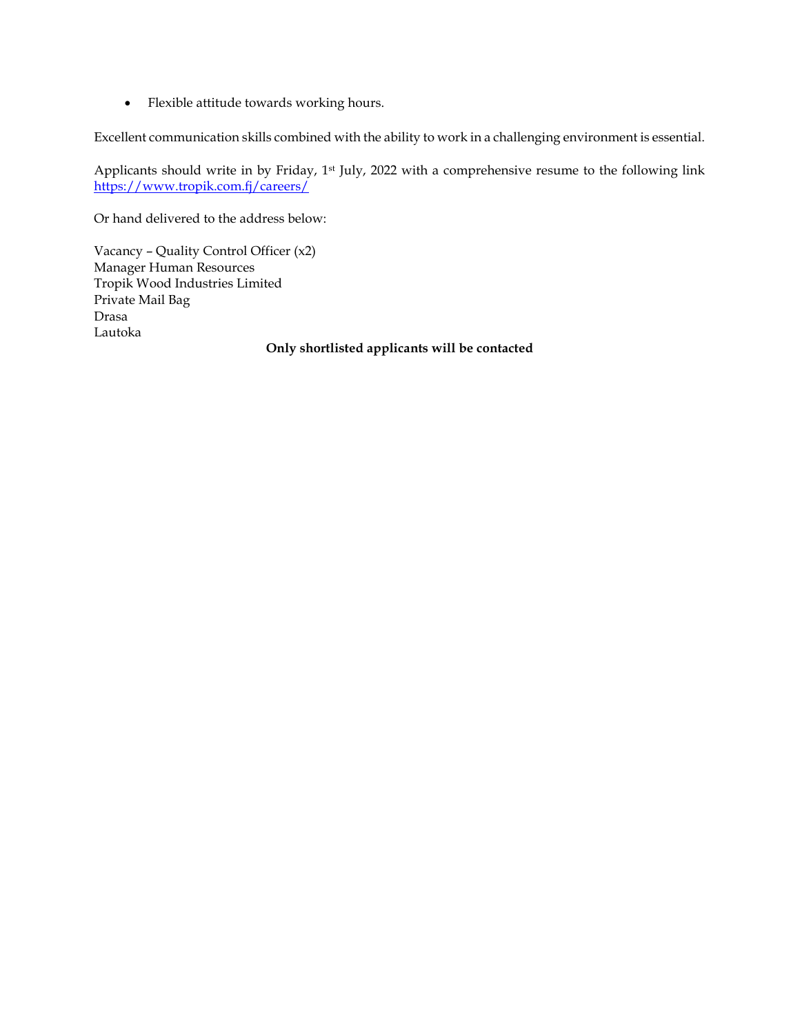- Flexible attitude towards working hours.

Excellent communication skills combined with the ability to work in a challenging environment is essential.

Applicants should write in by Friday, 1st July, 2022 with a comprehensive resume to the following link https://www.tropik.com.fj/careers/

Or hand delivered to the address below:

Vacancy – Quality Control Officer (x2)
Manager Human Resources
Tropik Wood Industries Limited
Private Mail Bag
Drasa
Lautoka

**Only shortlisted applicants will be contacted**